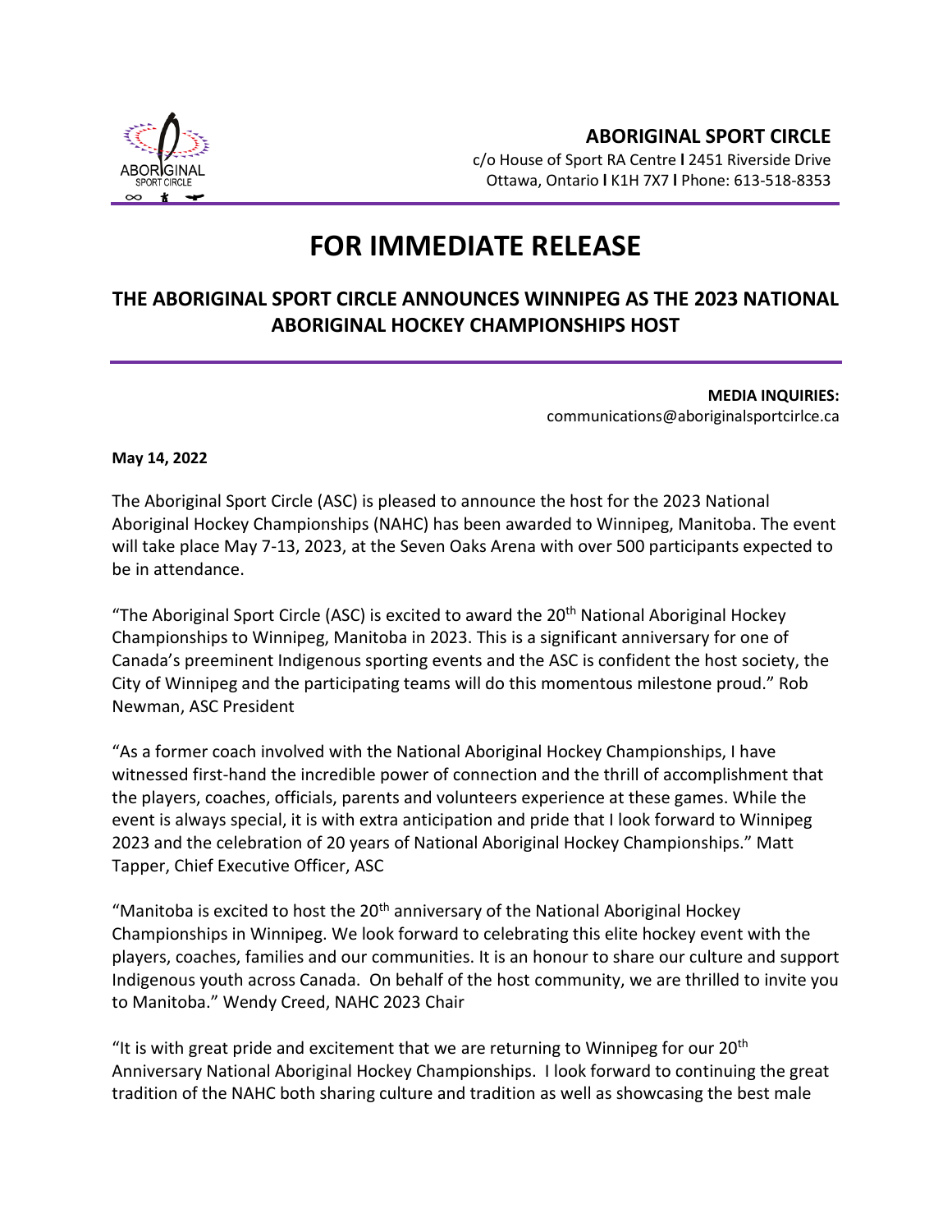**ABORIGINAL SPORT CIRCLE**
c/o House of Sport RA Centre l 2451 Riverside Drive
Ottawa, Ontario l K1H 7X7 l Phone: 613-518-8353

# FOR IMMEDIATE RELEASE

## THE ABORIGINAL SPORT CIRCLE ANNOUNCES WINNIPEG AS THE 2023 NATIONAL ABORIGINAL HOCKEY CHAMPIONSHIPS HOST

**MEDIA INQUIRIES:**
communications@aboriginalsportcirlce.ca

**May 14, 2022**

The Aboriginal Sport Circle (ASC) is pleased to announce the host for the 2023 National Aboriginal Hockey Championships (NAHC) has been awarded to Winnipeg, Manitoba. The event will take place May 7-13, 2023, at the Seven Oaks Arena with over 500 participants expected to be in attendance.

"The Aboriginal Sport Circle (ASC) is excited to award the 20th National Aboriginal Hockey Championships to Winnipeg, Manitoba in 2023. This is a significant anniversary for one of Canada's preeminent Indigenous sporting events and the ASC is confident the host society, the City of Winnipeg and the participating teams will do this momentous milestone proud." Rob Newman, ASC President

"As a former coach involved with the National Aboriginal Hockey Championships, I have witnessed first-hand the incredible power of connection and the thrill of accomplishment that the players, coaches, officials, parents and volunteers experience at these games. While the event is always special, it is with extra anticipation and pride that I look forward to Winnipeg 2023 and the celebration of 20 years of National Aboriginal Hockey Championships." Matt Tapper, Chief Executive Officer, ASC

"Manitoba is excited to host the 20th anniversary of the National Aboriginal Hockey Championships in Winnipeg. We look forward to celebrating this elite hockey event with the players, coaches, families and our communities. It is an honour to share our culture and support Indigenous youth across Canada. On behalf of the host community, we are thrilled to invite you to Manitoba." Wendy Creed, NAHC 2023 Chair

"It is with great pride and excitement that we are returning to Winnipeg for our 20th Anniversary National Aboriginal Hockey Championships. I look forward to continuing the great tradition of the NAHC both sharing culture and tradition as well as showcasing the best male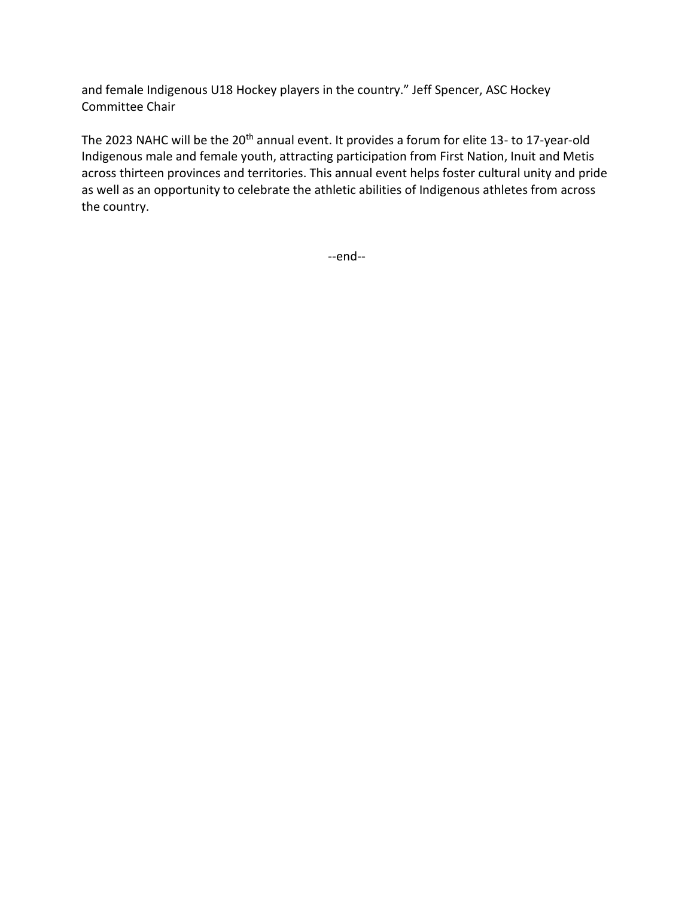and female Indigenous U18 Hockey players in the country." Jeff Spencer, ASC Hockey Committee Chair

The 2023 NAHC will be the 20th annual event. It provides a forum for elite 13- to 17-year-old Indigenous male and female youth, attracting participation from First Nation, Inuit and Metis across thirteen provinces and territories. This annual event helps foster cultural unity and pride as well as an opportunity to celebrate the athletic abilities of Indigenous athletes from across the country.

--end--